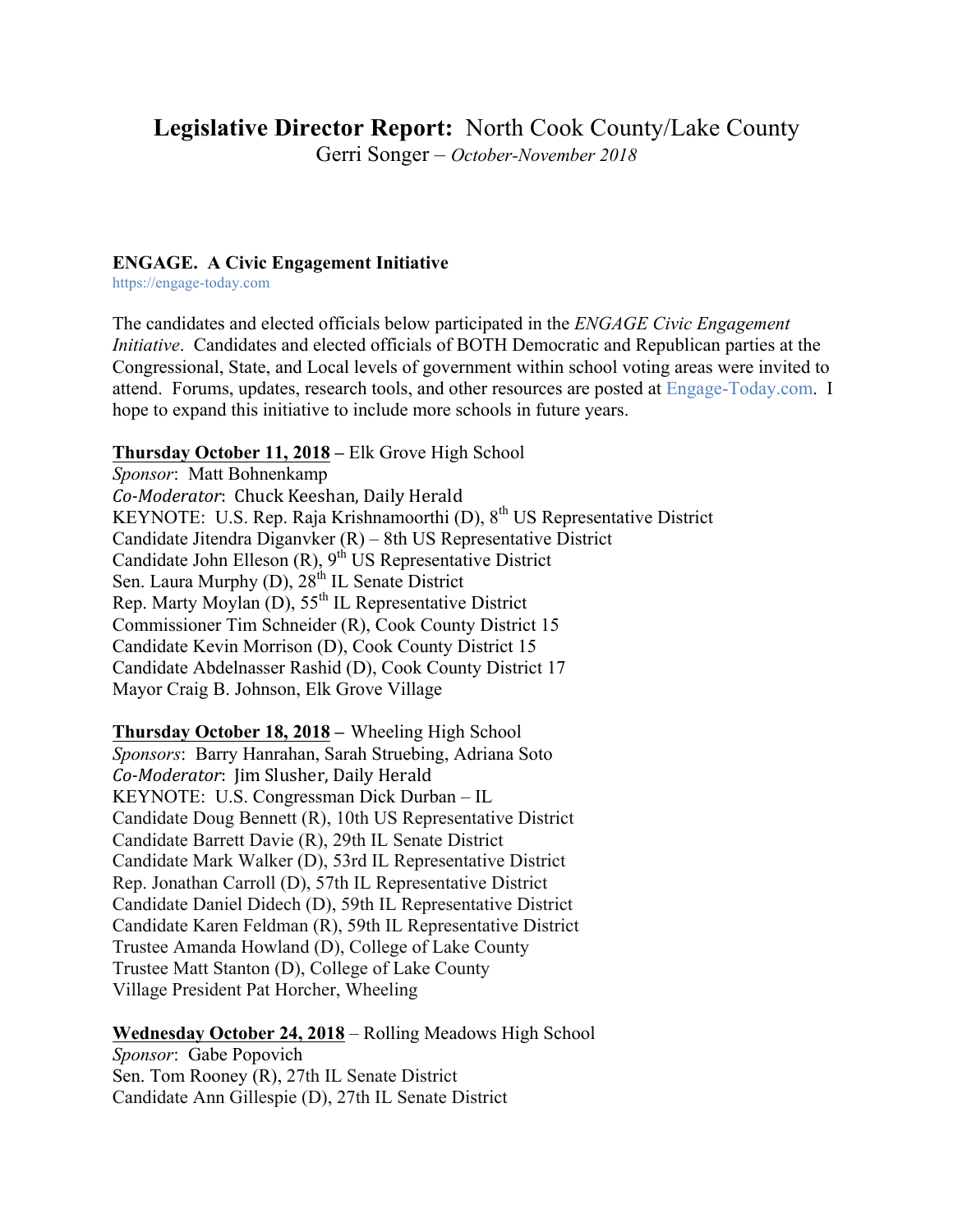# **Legislative Director Report:** North Cook County/Lake County

Gerri Songer – *October-November 2018*

**ENGAGE. A Civic Engagement Initiative**

https://engage-today.com

The candidates and elected officials below participated in the *ENGAGE Civic Engagement Initiative*. Candidates and elected officials of BOTH Democratic and Republican parties at the Congressional, State, and Local levels of government within school voting areas were invited to attend. Forums, updates, research tools, and other resources are posted at Engage-Today.com. I hope to expand this initiative to include more schools in future years.

**Thursday October 11, 2018** – Elk Grove High School
*Sponsor*: Matt Bohnenkamp
*Co-Moderator*: Chuck Keeshan, Daily Herald
KEYNOTE: U.S. Rep. Raja Krishnamoorthi (D), 8th US Representative District
Candidate Jitendra Diganvker (R) – 8th US Representative District
Candidate John Elleson (R), 9th US Representative District
Sen. Laura Murphy (D), 28th IL Senate District
Rep. Marty Moylan (D), 55th IL Representative District
Commissioner Tim Schneider (R), Cook County District 15
Candidate Kevin Morrison (D), Cook County District 15
Candidate Abdelnasser Rashid (D), Cook County District 17
Mayor Craig B. Johnson, Elk Grove Village

**Thursday October 18, 2018** – Wheeling High School
*Sponsors*: Barry Hanrahan, Sarah Struebing, Adriana Soto
*Co-Moderator*: Jim Slusher, Daily Herald
KEYNOTE: U.S. Congressman Dick Durban – IL
Candidate Doug Bennett (R), 10th US Representative District
Candidate Barrett Davie (R), 29th IL Senate District
Candidate Mark Walker (D), 53rd IL Representative District
Rep. Jonathan Carroll (D), 57th IL Representative District
Candidate Daniel Didech (D), 59th IL Representative District
Candidate Karen Feldman (R), 59th IL Representative District
Trustee Amanda Howland (D), College of Lake County
Trustee Matt Stanton (D), College of Lake County
Village President Pat Horcher, Wheeling

**Wednesday October 24, 2018** – Rolling Meadows High School
*Sponsor*: Gabe Popovich
Sen. Tom Rooney (R), 27th IL Senate District
Candidate Ann Gillespie (D), 27th IL Senate District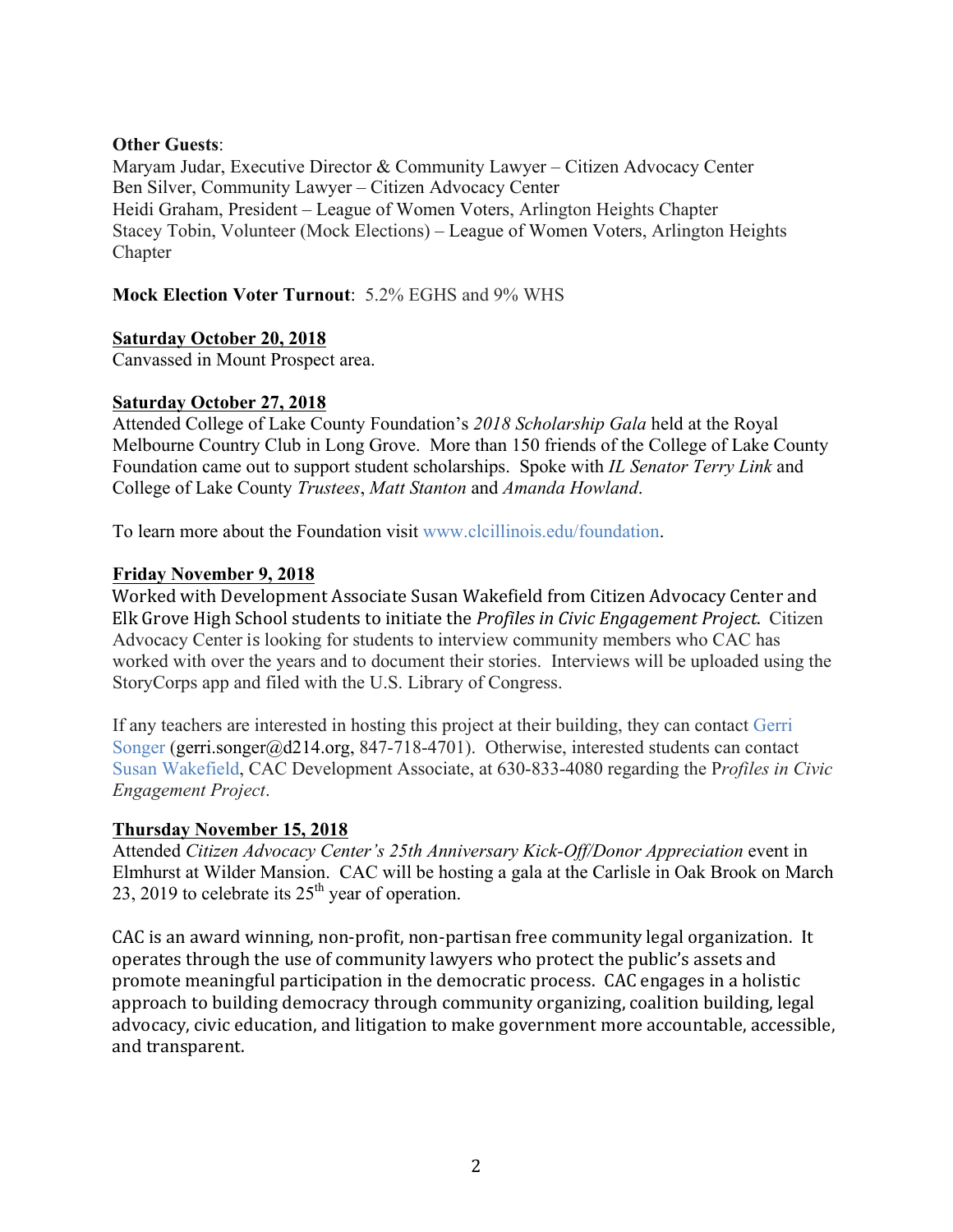**Other Guests**:
Maryam Judar, Executive Director & Community Lawyer – Citizen Advocacy Center
Ben Silver, Community Lawyer – Citizen Advocacy Center
Heidi Graham, President – League of Women Voters, Arlington Heights Chapter
Stacey Tobin, Volunteer (Mock Elections) – League of Women Voters, Arlington Heights Chapter

**Mock Election Voter Turnout**: 5.2% EGHS and 9% WHS

**Saturday October 20, 2018**
Canvassed in Mount Prospect area.

**Saturday October 27, 2018**
Attended College of Lake County Foundation's *2018 Scholarship Gala* held at the Royal Melbourne Country Club in Long Grove. More than 150 friends of the College of Lake County Foundation came out to support student scholarships. Spoke with *IL Senator Terry Link* and College of Lake County *Trustees*, *Matt Stanton* and *Amanda Howland*.

To learn more about the Foundation visit www.clcillinois.edu/foundation.

**Friday November 9, 2018**
Worked with Development Associate Susan Wakefield from Citizen Advocacy Center and Elk Grove High School students to initiate the *Profiles in Civic Engagement Project.* Citizen Advocacy Center is looking for students to interview community members who CAC has worked with over the years and to document their stories. Interviews will be uploaded using the StoryCorps app and filed with the U.S. Library of Congress.

If any teachers are interested in hosting this project at their building, they can contact Gerri Songer (gerri.songer@d214.org, 847-718-4701). Otherwise, interested students can contact Susan Wakefield, CAC Development Associate, at 630-833-4080 regarding the P*rofiles in Civic Engagement Project*.

**Thursday November 15, 2018**
Attended *Citizen Advocacy Center's 25th Anniversary Kick-Off/Donor Appreciation* event in Elmhurst at Wilder Mansion. CAC will be hosting a gala at the Carlisle in Oak Brook on March 23, 2019 to celebrate its 25th year of operation.

CAC is an award winning, non-profit, non-partisan free community legal organization. It operates through the use of community lawyers who protect the public's assets and promote meaningful participation in the democratic process. CAC engages in a holistic approach to building democracy through community organizing, coalition building, legal advocacy, civic education, and litigation to make government more accountable, accessible, and transparent.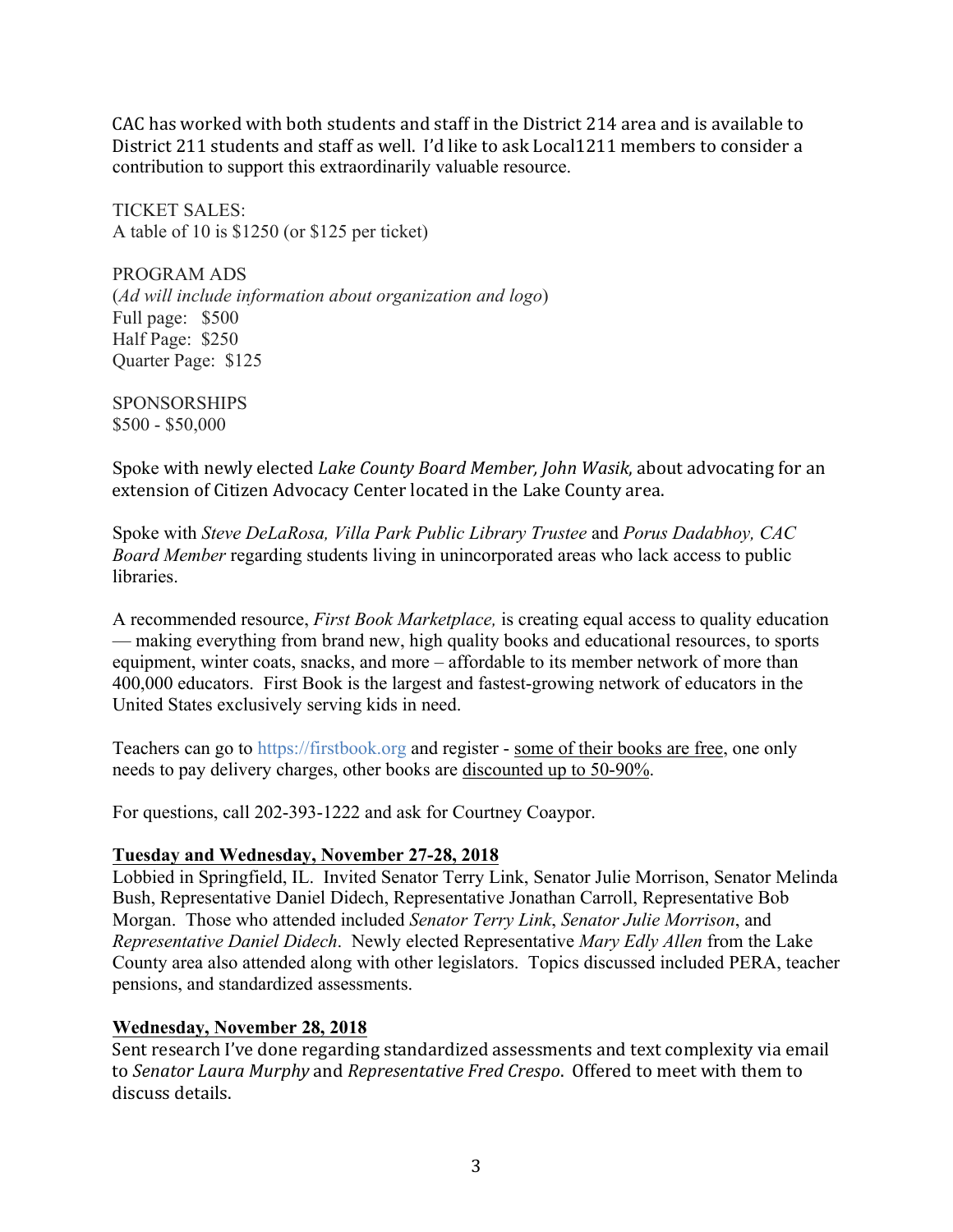CAC has worked with both students and staff in the District 214 area and is available to District 211 students and staff as well. I'd like to ask Local1211 members to consider a contribution to support this extraordinarily valuable resource.

TICKET SALES:
A table of 10 is $1250 (or $125 per ticket)

PROGRAM ADS
(*Ad will include information about organization and logo*)
Full page: $500
Half Page: $250
Quarter Page: $125

SPONSORSHIPS
$500 - $50,000

Spoke with newly elected *Lake County Board Member, John Wasik*, about advocating for an extension of Citizen Advocacy Center located in the Lake County area.

Spoke with *Steve DeLaRosa, Villa Park Public Library Trustee* and *Porus Dadabhoy, CAC Board Member* regarding students living in unincorporated areas who lack access to public libraries.

A recommended resource, *First Book Marketplace,* is creating equal access to quality education — making everything from brand new, high quality books and educational resources, to sports equipment, winter coats, snacks, and more – affordable to its member network of more than 400,000 educators. First Book is the largest and fastest-growing network of educators in the United States exclusively serving kids in need.

Teachers can go to https://firstbook.org and register - some of their books are free, one only needs to pay delivery charges, other books are discounted up to 50-90%.

For questions, call 202-393-1222 and ask for Courtney Coaypor.

**Tuesday and Wednesday, November 27-28, 2018**

Lobbied in Springfield, IL. Invited Senator Terry Link, Senator Julie Morrison, Senator Melinda Bush, Representative Daniel Didech, Representative Jonathan Carroll, Representative Bob Morgan. Those who attended included *Senator Terry Link*, *Senator Julie Morrison*, and *Representative Daniel Didech*. Newly elected Representative *Mary Edly Allen* from the Lake County area also attended along with other legislators. Topics discussed included PERA, teacher pensions, and standardized assessments.

**Wednesday, November 28, 2018**

Sent research I've done regarding standardized assessments and text complexity via email to *Senator Laura Murphy* and *Representative Fred Crespo*. Offered to meet with them to discuss details.